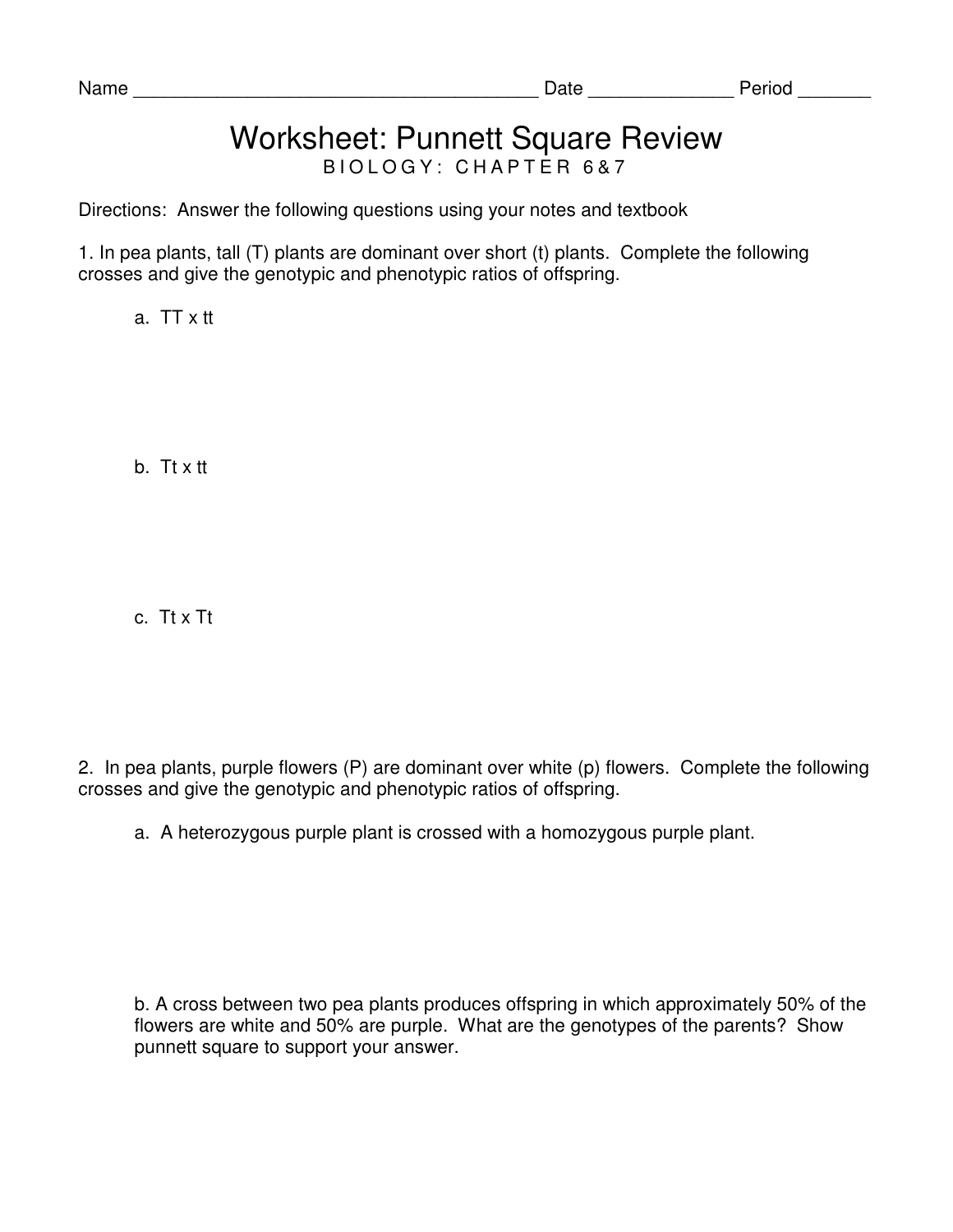Name ______________________________________ Date _____________ Period _______

# Worksheet: Punnett Square Review

BIOLOGY: CHAPTER 6&7

Directions: Answer the following questions using your notes and textbook

1. In pea plants, tall (T) plants are dominant over short (t) plants. Complete the following crosses and give the genotypic and phenotypic ratios of offspring.

   a. TT x tt

   b. Tt x tt

   c. Tt x Tt

2. In pea plants, purple flowers (P) are dominant over white (p) flowers. Complete the following crosses and give the genotypic and phenotypic ratios of offspring.

   a. A heterozygous purple plant is crossed with a homozygous purple plant.

   b. A cross between two pea plants produces offspring in which approximately 50% of the flowers are white and 50% are purple. What are the genotypes of the parents? Show punnett square to support your answer.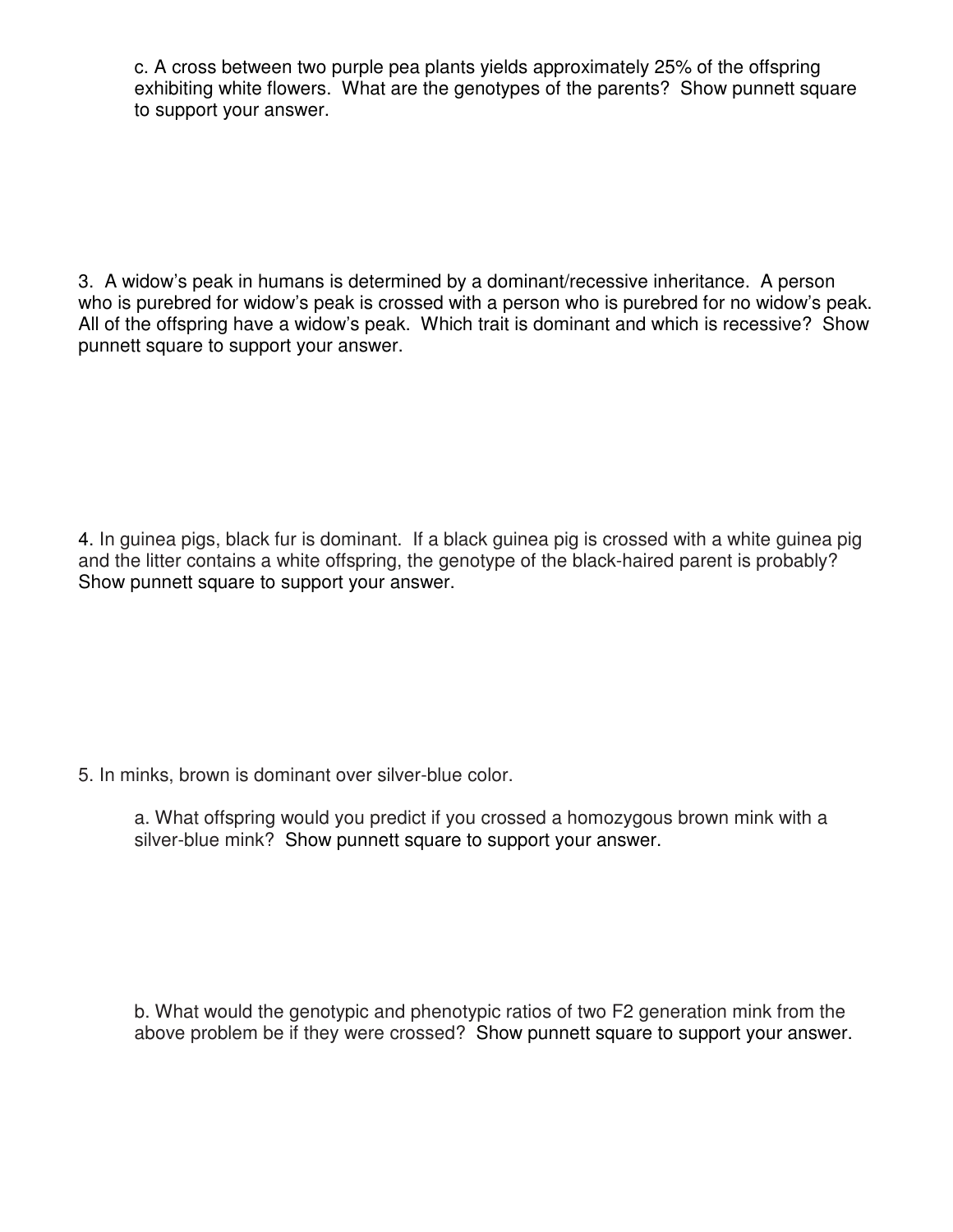c. A cross between two purple pea plants yields approximately 25% of the offspring exhibiting white flowers. What are the genotypes of the parents? Show punnett square to support your answer.

3. A widow's peak in humans is determined by a dominant/recessive inheritance. A person who is purebred for widow's peak is crossed with a person who is purebred for no widow's peak. All of the offspring have a widow's peak. Which trait is dominant and which is recessive? Show punnett square to support your answer.

4. In guinea pigs, black fur is dominant. If a black guinea pig is crossed with a white guinea pig and the litter contains a white offspring, the genotype of the black-haired parent is probably? Show punnett square to support your answer.

5. In minks, brown is dominant over silver-blue color.

a. What offspring would you predict if you crossed a homozygous brown mink with a silver-blue mink? Show punnett square to support your answer.

b. What would the genotypic and phenotypic ratios of two F2 generation mink from the above problem be if they were crossed? Show punnett square to support your answer.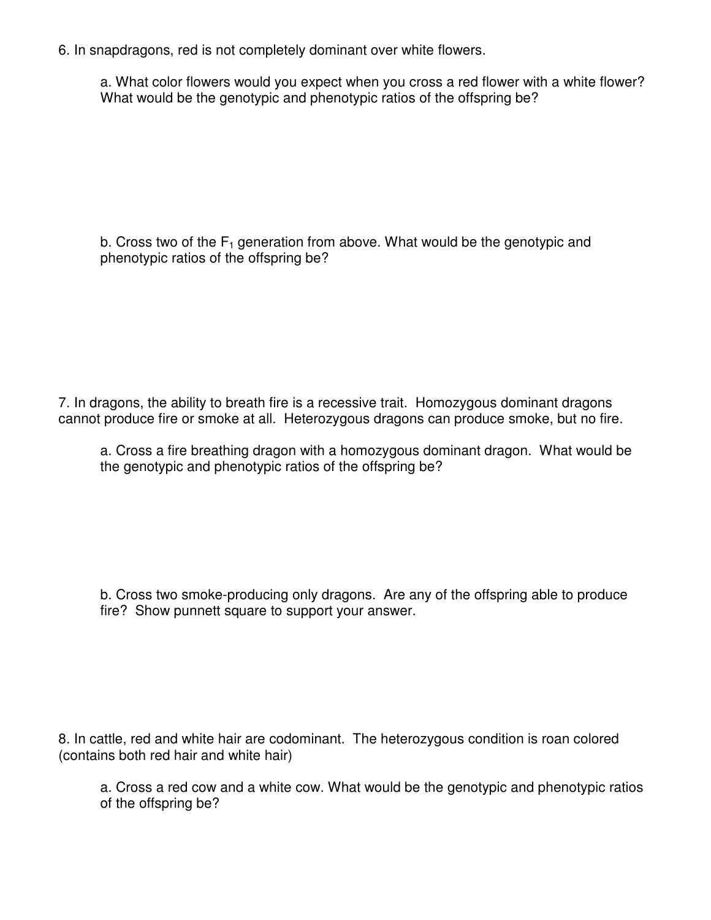6. In snapdragons, red is not completely dominant over white flowers.

 a. What color flowers would you expect when you cross a red flower with a white flower? What would be the genotypic and phenotypic ratios of the offspring be?

 b. Cross two of the $F_1$ generation from above. What would be the genotypic and phenotypic ratios of the offspring be?

7. In dragons, the ability to breath fire is a recessive trait. Homozygous dominant dragons cannot produce fire or smoke at all. Heterozygous dragons can produce smoke, but no fire.

 a. Cross a fire breathing dragon with a homozygous dominant dragon. What would be the genotypic and phenotypic ratios of the offspring be?

 b. Cross two smoke-producing only dragons. Are any of the offspring able to produce fire? Show punnett square to support your answer.

8. In cattle, red and white hair are codominant. The heterozygous condition is roan colored (contains both red hair and white hair)

 a. Cross a red cow and a white cow. What would be the genotypic and phenotypic ratios of the offspring be?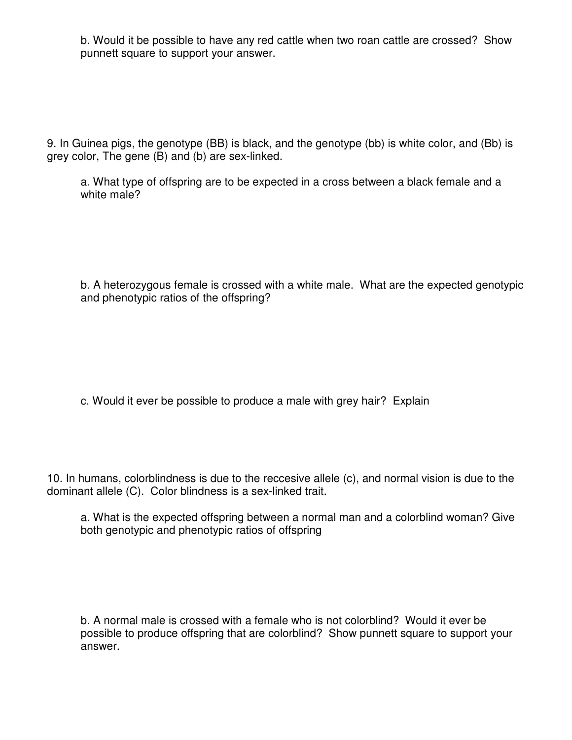b. Would it be possible to have any red cattle when two roan cattle are crossed? Show punnett square to support your answer.

9. In Guinea pigs, the genotype (BB) is black, and the genotype (bb) is white color, and (Bb) is grey color, The gene (B) and (b) are sex-linked.

a. What type of offspring are to be expected in a cross between a black female and a white male?

b. A heterozygous female is crossed with a white male. What are the expected genotypic and phenotypic ratios of the offspring?

c. Would it ever be possible to produce a male with grey hair? Explain

10. In humans, colorblindness is due to the reccesive allele (c), and normal vision is due to the dominant allele (C). Color blindness is a sex-linked trait.

a. What is the expected offspring between a normal man and a colorblind woman? Give both genotypic and phenotypic ratios of offspring

b. A normal male is crossed with a female who is not colorblind? Would it ever be possible to produce offspring that are colorblind? Show punnett square to support your answer.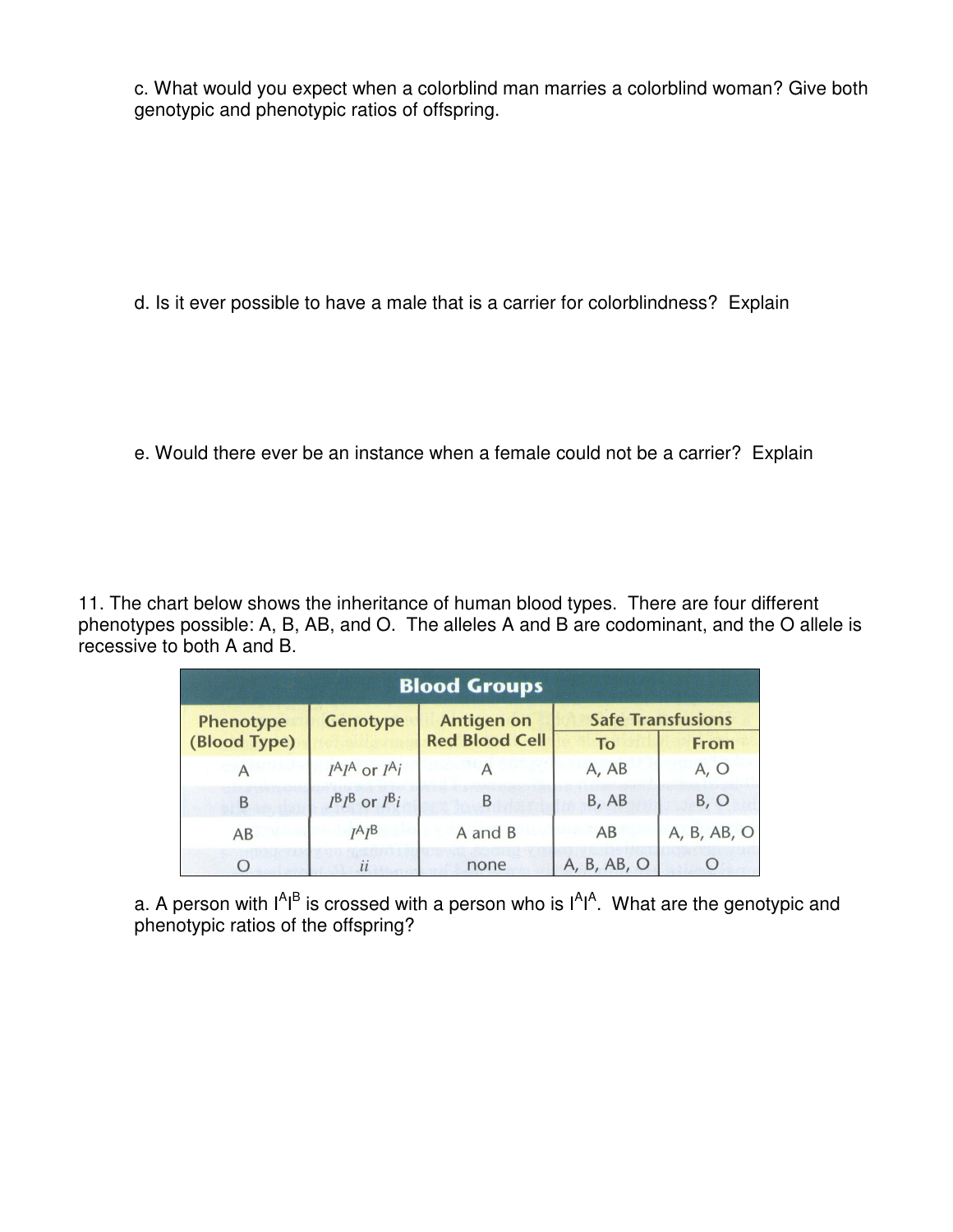c. What would you expect when a colorblind man marries a colorblind woman? Give both genotypic and phenotypic ratios of offspring.

d. Is it ever possible to have a male that is a carrier for colorblindness? Explain

e. Would there ever be an instance when a female could not be a carrier? Explain

11. The chart below shows the inheritance of human blood types. There are four different phenotypes possible: A, B, AB, and O. The alleles A and B are codominant, and the O allele is recessive to both A and B.

| Blood Groups | | | | |
|---|---|---|---|---|
| Phenotype (Blood Type) | Genotype | Antigen on Red Blood Cell | Safe Transfusions | |
| | | | To | From |
| A | $I^AI^A$ or $I^Ai$ | A | A, AB | A, O |
| B | $I^BI^B$ or $I^Bi$ | B | B, AB | B, O |
| AB | $I^AI^B$ | A and B | AB | A, B, AB, O |
| O | $ii$ | none | A, B, AB, O | O |

a. A person with $I^AI^B$ is crossed with a person who is $I^AI^A$. What are the genotypic and phenotypic ratios of the offspring?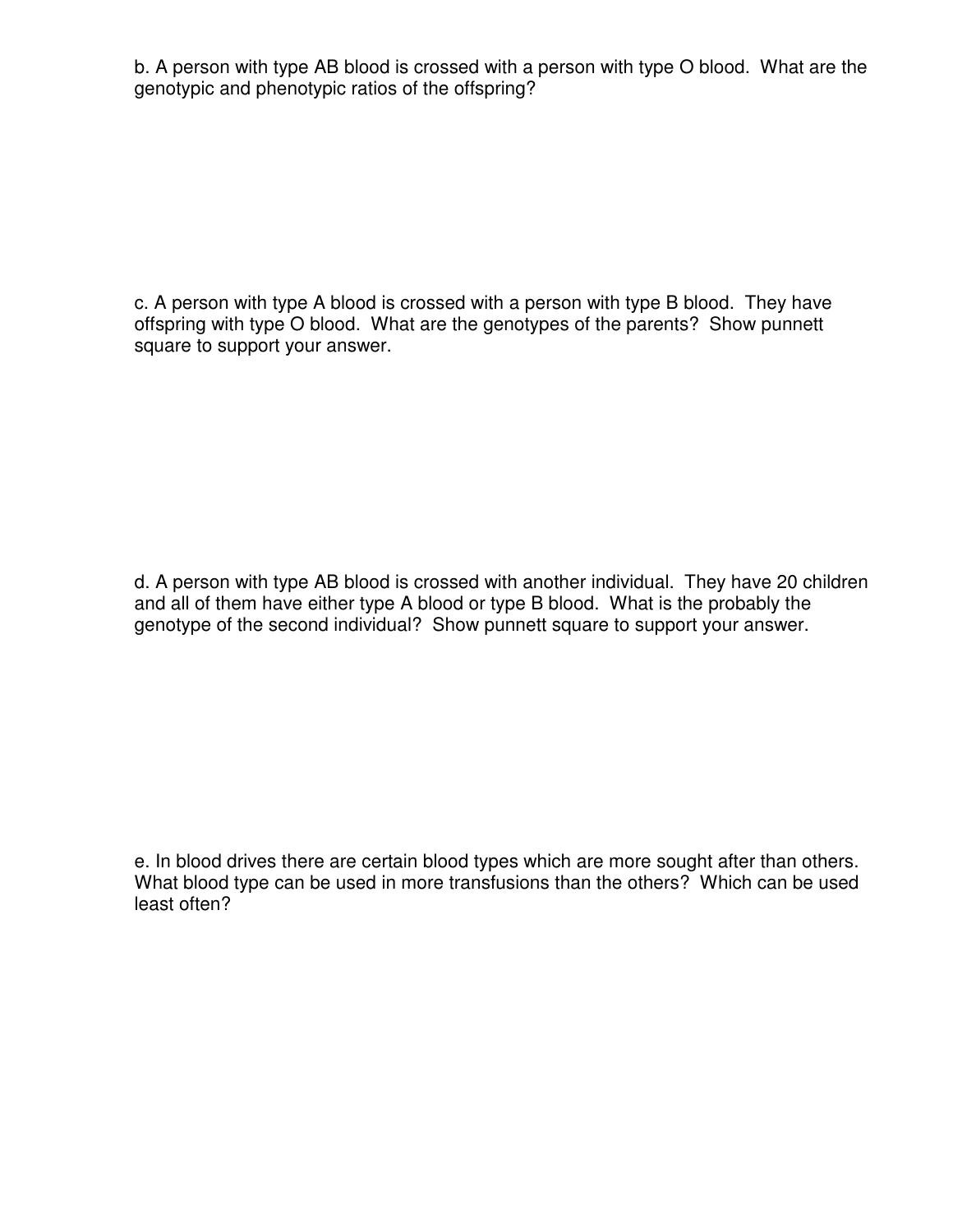b. A person with type AB blood is crossed with a person with type O blood. What are the genotypic and phenotypic ratios of the offspring?

c. A person with type A blood is crossed with a person with type B blood. They have offspring with type O blood. What are the genotypes of the parents? Show punnett square to support your answer.

d. A person with type AB blood is crossed with another individual. They have 20 children and all of them have either type A blood or type B blood. What is the probably the genotype of the second individual? Show punnett square to support your answer.

e. In blood drives there are certain blood types which are more sought after than others. What blood type can be used in more transfusions than the others? Which can be used least often?